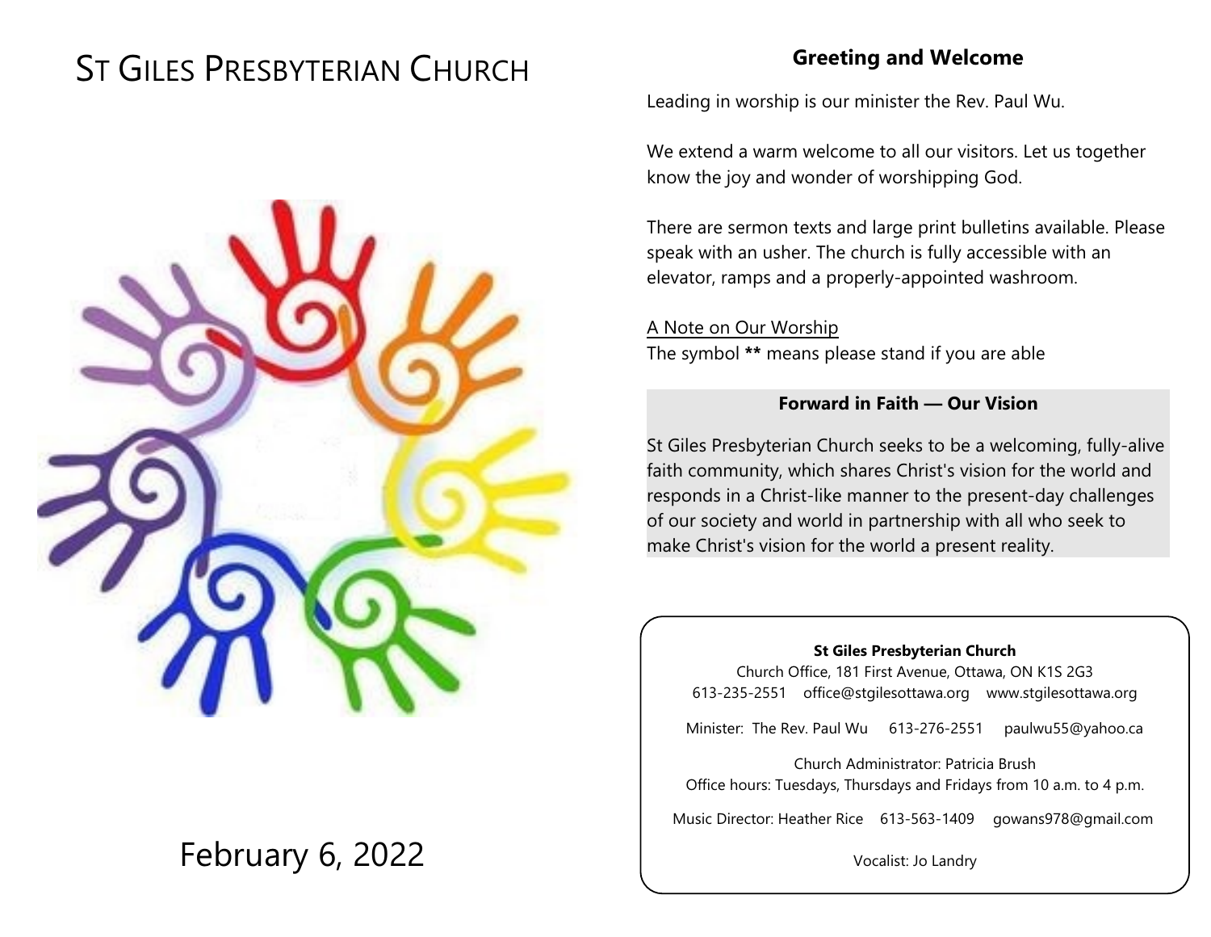# St Giles Presbyterian Church

February 6, 2022

## Greeting and Welcome

Leading in worship is our minister the Rev. Paul Wu.

We extend a warm welcome to all our visitors. Let us together know the joy and wonder of worshipping God.

There are sermon texts and large print bulletins available. Please speak with an usher. The church is fully accessible with an elevator, ramps and a properly-appointed washroom.

A Note on Our Worship
The symbol **\*\*** means please stand if you are able

### Forward in Faith — Our Vision

St Giles Presbyterian Church seeks to be a welcoming, fully-alive faith community, which shares Christ's vision for the world and responds in a Christ-like manner to the present-day challenges of our society and world in partnership with all who seek to make Christ's vision for the world a present reality.

**St Giles Presbyterian Church**
Church Office, 181 First Avenue, Ottawa, ON K1S 2G3
613-235-2551 office@stgilesottawa.org www.stgilesottawa.org

Minister: The Rev. Paul Wu 613-276-2551 paulwu55@yahoo.ca

Church Administrator: Patricia Brush
Office hours: Tuesdays, Thursdays and Fridays from 10 a.m. to 4 p.m.

Music Director: Heather Rice 613-563-1409 gowans978@gmail.com

Vocalist: Jo Landry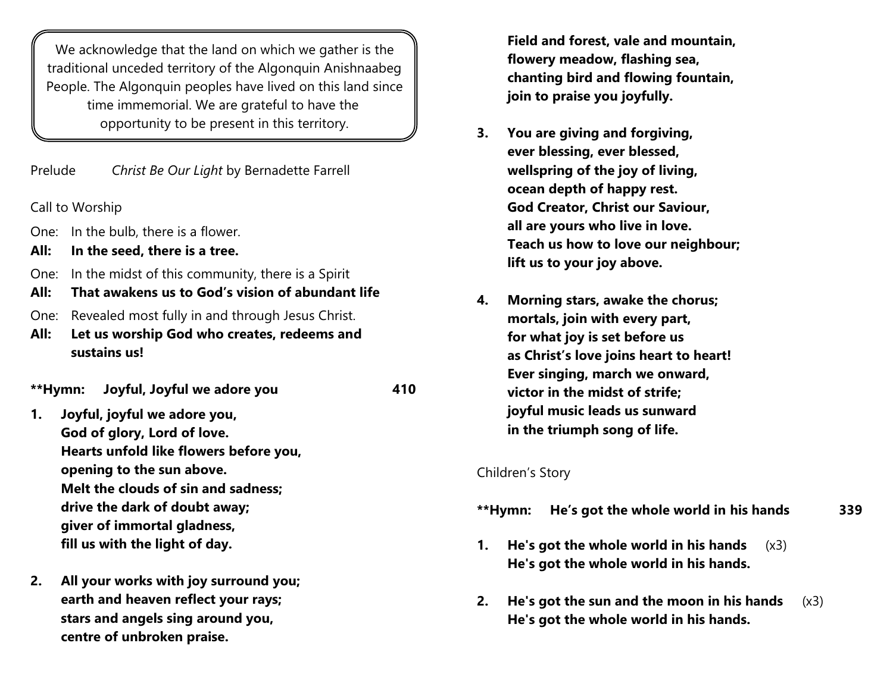> We acknowledge that the land on which we gather is the traditional unceded territory of the Algonquin Anishnaabeg People. The Algonquin peoples have lived on this land since time immemorial. We are grateful to have the opportunity to be present in this territory.

Prelude *Christ Be Our Light* by Bernadette Farrell

Call to Worship

One: In the bulb, there is a flower.
**All: In the seed, there is a tree.**

One: In the midst of this community, there is a Spirit
**All: That awakens us to God's vision of abundant life**

One: Revealed most fully in and through Jesus Christ.
**All: Let us worship God who creates, redeems and sustains us!**

**\*\*Hymn: Joyful, Joyful we adore you 410**

1. **Joyful, joyful we adore you,
God of glory, Lord of love.
Hearts unfold like flowers before you,
opening to the sun above.
Melt the clouds of sin and sadness;
drive the dark of doubt away;
giver of immortal gladness,
fill us with the light of day.**

2. **All your works with joy surround you;
earth and heaven reflect your rays;
stars and angels sing around you,
centre of unbroken praise.
Field and forest, vale and mountain,
flowery meadow, flashing sea,
chanting bird and flowing fountain,
join to praise you joyfully.**

3. **You are giving and forgiving,
ever blessing, ever blessed,
wellspring of the joy of living,
ocean depth of happy rest.
God Creator, Christ our Saviour,
all are yours who live in love.
Teach us how to love our neighbour;
lift us to your joy above.**

4. **Morning stars, awake the chorus;
mortals, join with every part,
for what joy is set before us
as Christ's love joins heart to heart!
Ever singing, march we onward,
victor in the midst of strife;
joyful music leads us sunward
in the triumph song of life.**

Children's Story

**\*\*Hymn: He's got the whole world in his hands 339**

1. **He's got the whole world in his hands** (x3)
**He's got the whole world in his hands.**

2. **He's got the sun and the moon in his hands** (x3)
**He's got the whole world in his hands.**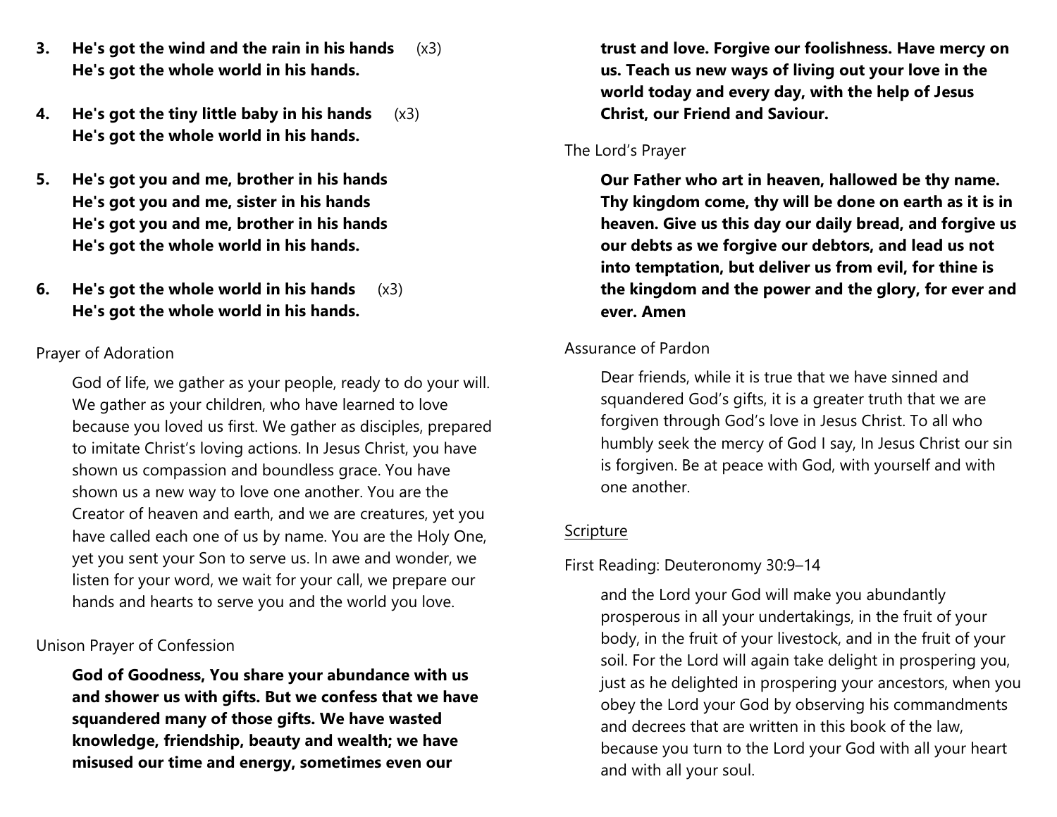3. **He's got the wind and the rain in his hands** (x3)
   **He's got the whole world in his hands.**

4. **He's got the tiny little baby in his hands** (x3)
   **He's got the whole world in his hands.**

5. **He's got you and me, brother in his hands**
   **He's got you and me, sister in his hands**
   **He's got you and me, brother in his hands**
   **He's got the whole world in his hands.**

6. **He's got the whole world in his hands** (x3)
   **He's got the whole world in his hands.**

Prayer of Adoration

God of life, we gather as your people, ready to do your will. We gather as your children, who have learned to love because you loved us first. We gather as disciples, prepared to imitate Christ's loving actions. In Jesus Christ, you have shown us compassion and boundless grace. You have shown us a new way to love one another. You are the Creator of heaven and earth, and we are creatures, yet you have called each one of us by name. You are the Holy One, yet you sent your Son to serve us. In awe and wonder, we listen for your word, we wait for your call, we prepare our hands and hearts to serve you and the world you love.

Unison Prayer of Confession

**God of Goodness, You share your abundance with us and shower us with gifts. But we confess that we have squandered many of those gifts. We have wasted knowledge, friendship, beauty and wealth; we have misused our time and energy, sometimes even our trust and love. Forgive our foolishness. Have mercy on us. Teach us new ways of living out your love in the world today and every day, with the help of Jesus Christ, our Friend and Saviour.**

The Lord's Prayer

**Our Father who art in heaven, hallowed be thy name. Thy kingdom come, thy will be done on earth as it is in heaven. Give us this day our daily bread, and forgive us our debts as we forgive our debtors, and lead us not into temptation, but deliver us from evil, for thine is the kingdom and the power and the glory, for ever and ever. Amen**

Assurance of Pardon

Dear friends, while it is true that we have sinned and squandered God's gifts, it is a greater truth that we are forgiven through God's love in Jesus Christ. To all who humbly seek the mercy of God I say, In Jesus Christ our sin is forgiven. Be at peace with God, with yourself and with one another.

Scripture

First Reading: Deuteronomy 30:9–14

and the Lord your God will make you abundantly prosperous in all your undertakings, in the fruit of your body, in the fruit of your livestock, and in the fruit of your soil. For the Lord will again take delight in prospering you, just as he delighted in prospering your ancestors, when you obey the Lord your God by observing his commandments and decrees that are written in this book of the law, because you turn to the Lord your God with all your heart and with all your soul.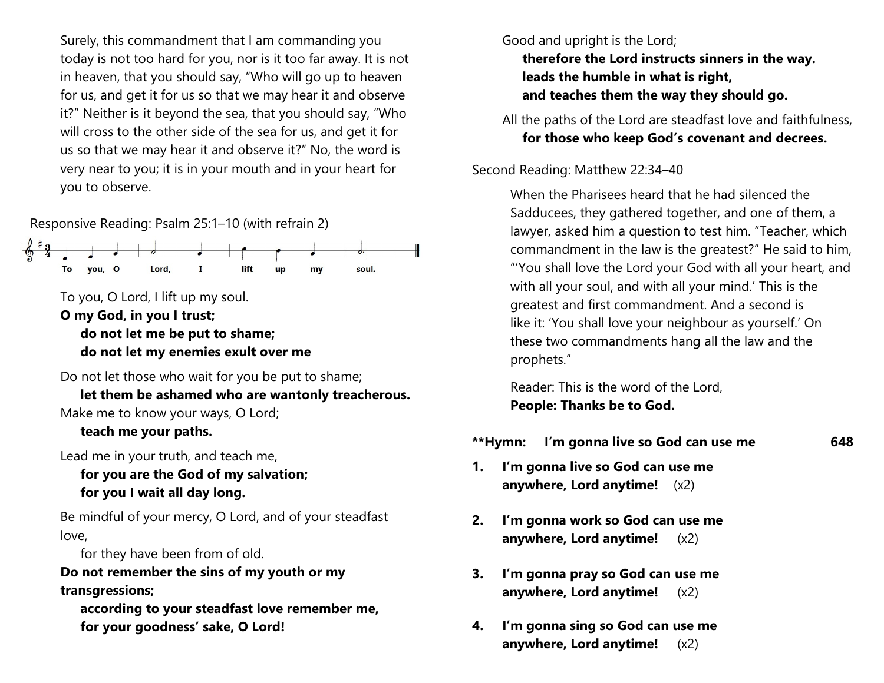Surely, this commandment that I am commanding you today is not too hard for you, nor is it too far away. It is not in heaven, that you should say, "Who will go up to heaven for us, and get it for us so that we may hear it and observe it?" Neither is it beyond the sea, that you should say, "Who will cross to the other side of the sea for us, and get it for us so that we may hear it and observe it?" No, the word is very near to you; it is in your mouth and in your heart for you to observe.

Responsive Reading: Psalm 25:1–10 (with refrain 2)

To you, O Lord, I lift up my soul.

To you, O Lord, I lift up my soul.
**O my God, in you I trust;**
**do not let me be put to shame;**
**do not let my enemies exult over me**

Do not let those who wait for you be put to shame;
**let them be ashamed who are wantonly treacherous.**
Make me to know your ways, O Lord;
**teach me your paths.**

Lead me in your truth, and teach me,
**for you are the God of my salvation;**
**for you I wait all day long.**

Be mindful of your mercy, O Lord, and of your steadfast love,
for they have been from of old.
**Do not remember the sins of my youth or my transgressions;**
**according to your steadfast love remember me,**
**for your goodness' sake, O Lord!**

Good and upright is the Lord;
**therefore the Lord instructs sinners in the way.**
**leads the humble in what is right,**
**and teaches them the way they should go.**

All the paths of the Lord are steadfast love and faithfulness,
**for those who keep God's covenant and decrees.**

Second Reading: Matthew 22:34–40

When the Pharisees heard that he had silenced the Sadducees, they gathered together, and one of them, a lawyer, asked him a question to test him. "Teacher, which commandment in the law is the greatest?" He said to him, "'You shall love the Lord your God with all your heart, and with all your soul, and with all your mind.' This is the greatest and first commandment. And a second is like it: 'You shall love your neighbour as yourself.' On these two commandments hang all the law and the prophets."

Reader: This is the word of the Lord,
**People: Thanks be to God.**

**\*\*Hymn: I'm gonna live so God can use me 648**

1. **I'm gonna live so God can use me anywhere, Lord anytime!** (x2)

2. **I'm gonna work so God can use me anywhere, Lord anytime!** (x2)

3. **I'm gonna pray so God can use me anywhere, Lord anytime!** (x2)

4. **I'm gonna sing so God can use me anywhere, Lord anytime!** (x2)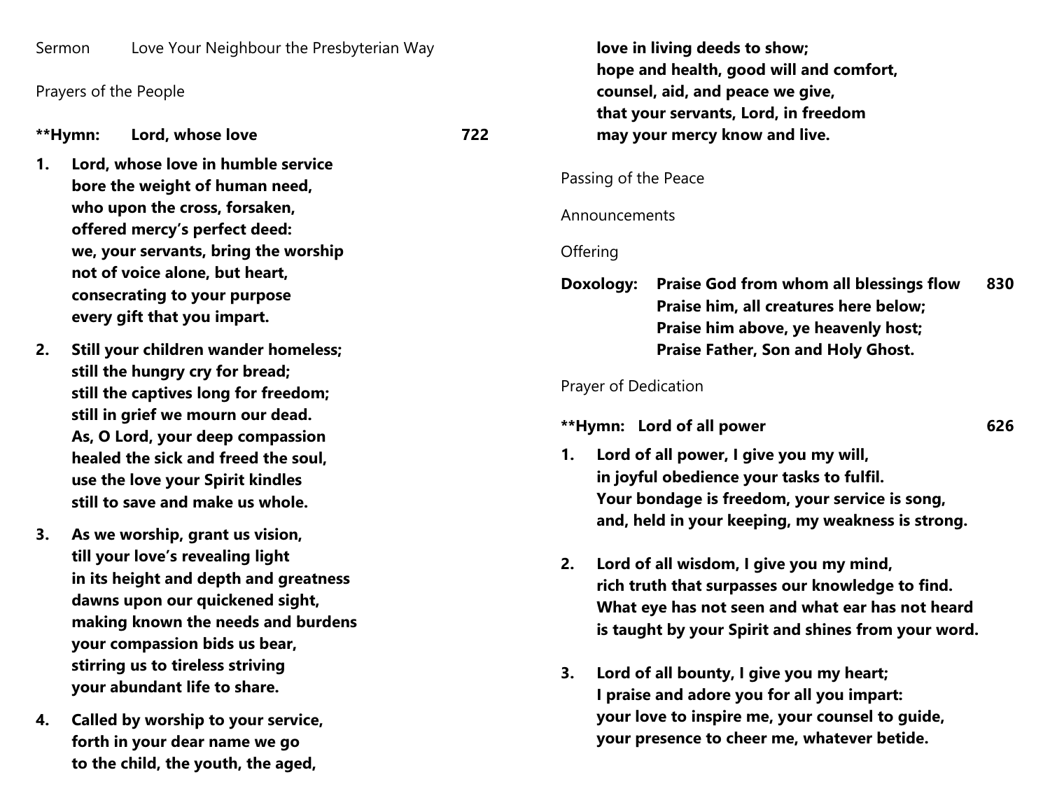Sermon Love Your Neighbour the Presbyterian Way

Prayers of the People

**\*\*Hymn: Lord, whose love 722**

**1. Lord, whose love in humble service**
**bore the weight of human need,**
**who upon the cross, forsaken,**
**offered mercy's perfect deed:**
**we, your servants, bring the worship**
**not of voice alone, but heart,**
**consecrating to your purpose**
**every gift that you impart.**

**2. Still your children wander homeless;**
**still the hungry cry for bread;**
**still the captives long for freedom;**
**still in grief we mourn our dead.**
**As, O Lord, your deep compassion**
**healed the sick and freed the soul,**
**use the love your Spirit kindles**
**still to save and make us whole.**

**3. As we worship, grant us vision,**
**till your love's revealing light**
**in its height and depth and greatness**
**dawns upon our quickened sight,**
**making known the needs and burdens**
**your compassion bids us bear,**
**stirring us to tireless striving**
**your abundant life to share.**

**4. Called by worship to your service,**
**forth in your dear name we go**
**to the child, the youth, the aged,**
**love in living deeds to show;**
**hope and health, good will and comfort,**
**counsel, aid, and peace we give,**
**that your servants, Lord, in freedom**
**may your mercy know and live.**

Passing of the Peace

Announcements

Offering

**Doxology: Praise God from whom all blessings flow 830**
**Praise him, all creatures here below;**
**Praise him above, ye heavenly host;**
**Praise Father, Son and Holy Ghost.**

Prayer of Dedication

**\*\*Hymn: Lord of all power 626**

**1. Lord of all power, I give you my will,**
**in joyful obedience your tasks to fulfil.**
**Your bondage is freedom, your service is song,**
**and, held in your keeping, my weakness is strong.**

**2. Lord of all wisdom, I give you my mind,**
**rich truth that surpasses our knowledge to find.**
**What eye has not seen and what ear has not heard**
**is taught by your Spirit and shines from your word.**

**3. Lord of all bounty, I give you my heart;**
**I praise and adore you for all you impart:**
**your love to inspire me, your counsel to guide,**
**your presence to cheer me, whatever betide.**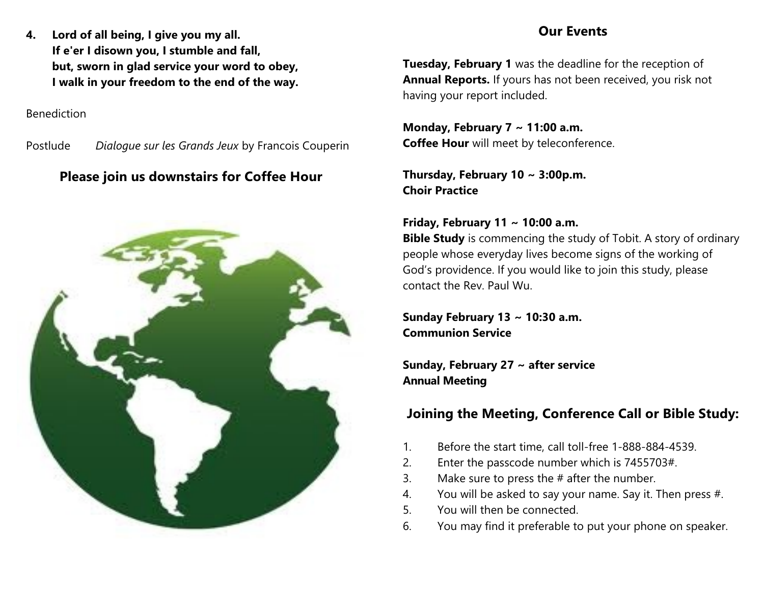**4. Lord of all being, I give you my all.**
**If e'er I disown you, I stumble and fall,**
**but, sworn in glad service your word to obey,**
**I walk in your freedom to the end of the way.**

Benediction

Postlude *Dialogue sur les Grands Jeux* by Francois Couperin

## Please join us downstairs for Coffee Hour

## Our Events

**Tuesday, February 1** was the deadline for the reception of **Annual Reports.** If yours has not been received, you risk not having your report included.

**Monday, February 7 ~ 11:00 a.m.**
**Coffee Hour** will meet by teleconference.

**Thursday, February 10 ~ 3:00p.m.**
**Choir Practice**

**Friday, February 11 ~ 10:00 a.m.**
**Bible Study** is commencing the study of Tobit. A story of ordinary people whose everyday lives become signs of the working of God's providence. If you would like to join this study, please contact the Rev. Paul Wu.

**Sunday February 13 ~ 10:30 a.m.**
**Communion Service**

**Sunday, February 27 ~ after service**
**Annual Meeting**

## Joining the Meeting, Conference Call or Bible Study:

1. Before the start time, call toll-free 1-888-884-4539.
2. Enter the passcode number which is 7455703#.
3. Make sure to press the # after the number.
4. You will be asked to say your name. Say it. Then press #.
5. You will then be connected.
6. You may find it preferable to put your phone on speaker.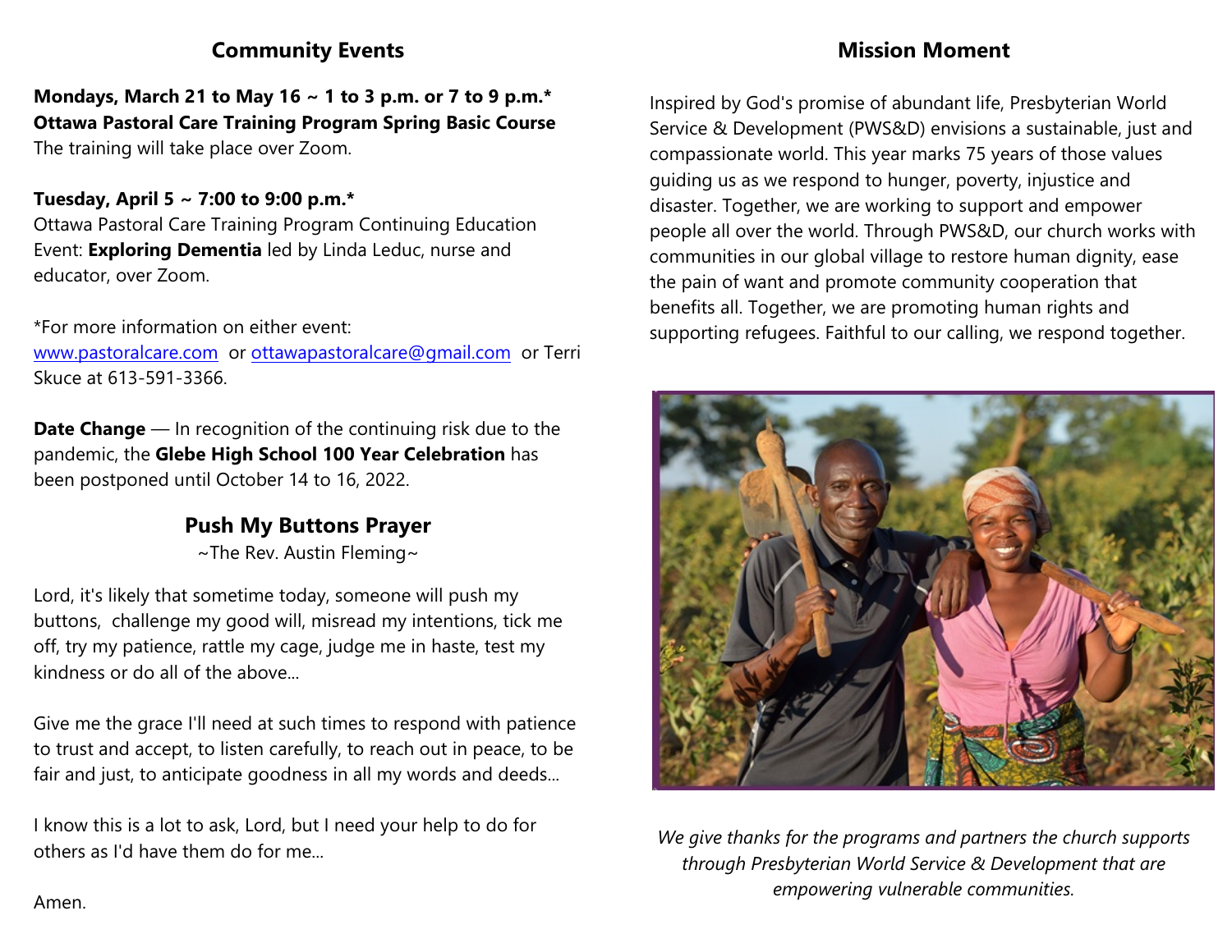## Community Events

**Mondays, March 21 to May 16 ~ 1 to 3 p.m. or 7 to 9 p.m.***
**Ottawa Pastoral Care Training Program Spring Basic Course**
The training will take place over Zoom.

**Tuesday, April 5 ~ 7:00 to 9:00 p.m.***
Ottawa Pastoral Care Training Program Continuing Education Event: **Exploring Dementia** led by Linda Leduc, nurse and educator, over Zoom.

*For more information on either event: www.pastoralcare.com or ottawapastoralcare@gmail.com or Terri Skuce at 613-591-3366.

**Date Change** — In recognition of the continuing risk due to the pandemic, the **Glebe High School 100 Year Celebration** has been postponed until October 14 to 16, 2022.

## Push My Buttons Prayer

~The Rev. Austin Fleming~

Lord, it's likely that sometime today, someone will push my buttons, challenge my good will, misread my intentions, tick me off, try my patience, rattle my cage, judge me in haste, test my kindness or do all of the above...

Give me the grace I'll need at such times to respond with patience to trust and accept, to listen carefully, to reach out in peace, to be fair and just, to anticipate goodness in all my words and deeds...

I know this is a lot to ask, Lord, but I need your help to do for others as I'd have them do for me...

Amen.

## Mission Moment

Inspired by God's promise of abundant life, Presbyterian World Service & Development (PWS&D) envisions a sustainable, just and compassionate world. This year marks 75 years of those values guiding us as we respond to hunger, poverty, injustice and disaster. Together, we are working to support and empower people all over the world. Through PWS&D, our church works with communities in our global village to restore human dignity, ease the pain of want and promote community cooperation that benefits all. Together, we are promoting human rights and supporting refugees. Faithful to our calling, we respond together.

*We give thanks for the programs and partners the church supports through Presbyterian World Service & Development that are empowering vulnerable communities.*